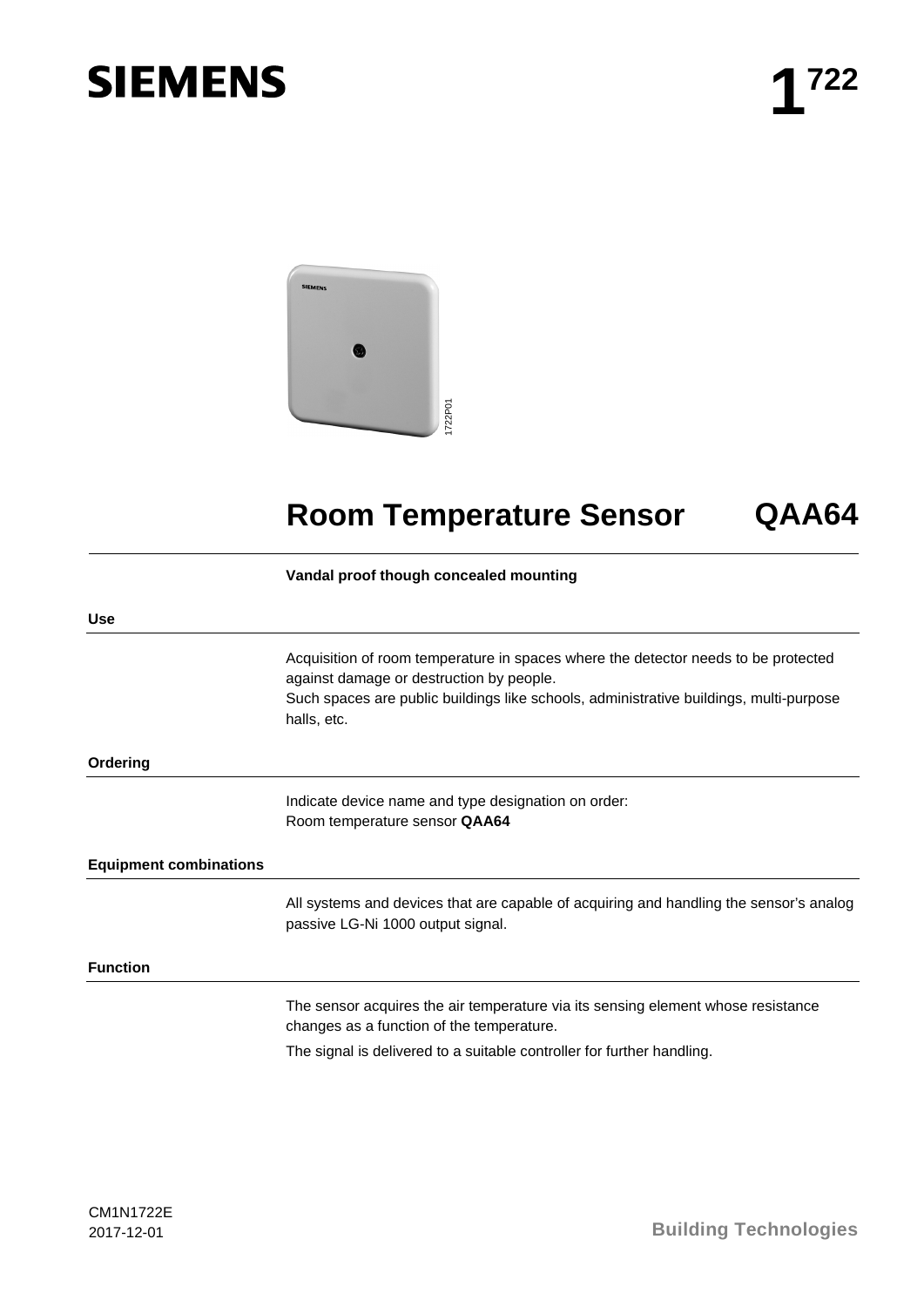# Room Temperature Sensor QAA64

**Vandal proof though concealed mounting**

## Use

Acquisition of room temperature in spaces where the detector needs to be protected against damage or destruction by people.
Such spaces are public buildings like schools, administrative buildings, multi-purpose halls, etc.

## Ordering

Indicate device name and type designation on order:
Room temperature sensor **QAA64**

## Equipment combinations

All systems and devices that are capable of acquiring and handling the sensor's analog passive LG-Ni 1000 output signal.

## Function

The sensor acquires the air temperature via its sensing element whose resistance changes as a function of the temperature.

The signal is delivered to a suitable controller for further handling.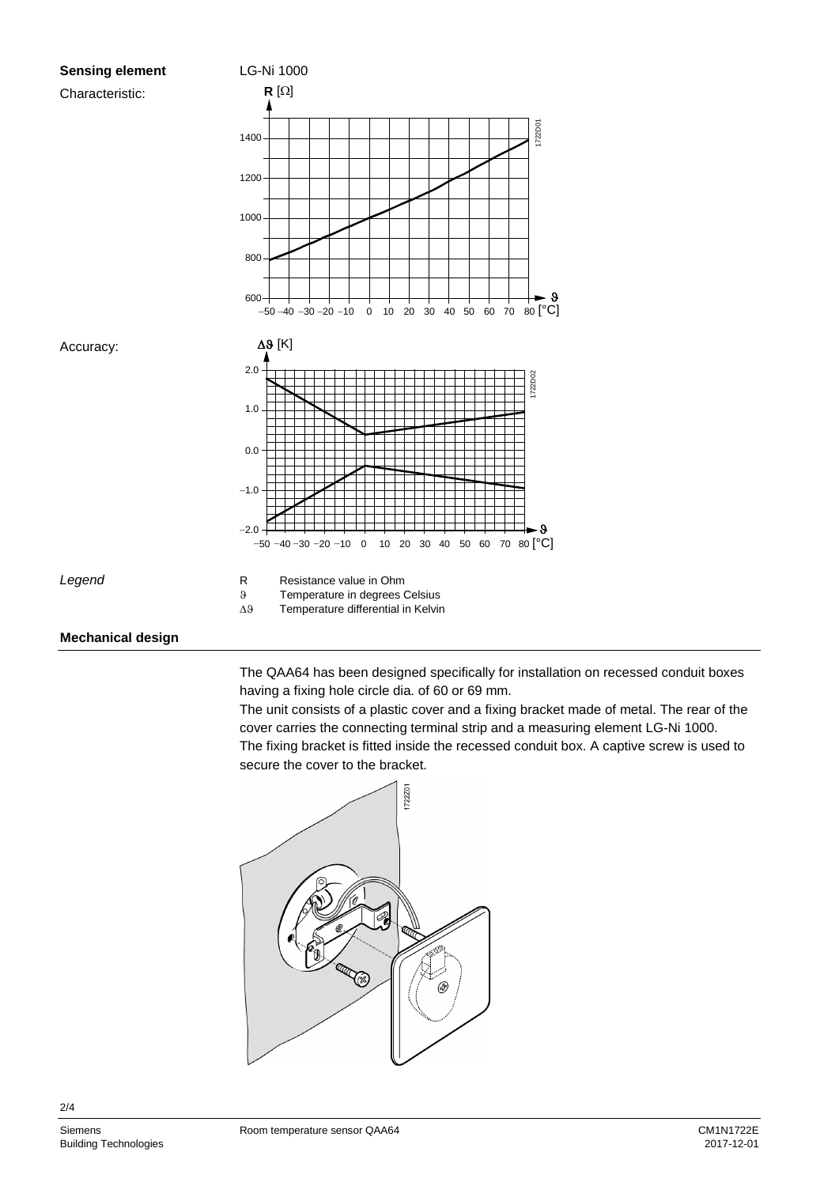## Sensing element

LG-Ni 1000

Characteristic:

Accuracy:

*Legend*

| | |
|---|---|
| R | Resistance value in Ohm |
| $\vartheta$ | Temperature in degrees Celsius |
| $\Delta\vartheta$ | Temperature differential in Kelvin |

## Mechanical design

The QAA64 has been designed specifically for installation on recessed conduit boxes having a fixing hole circle dia. of 60 or 69 mm.

The unit consists of a plastic cover and a fixing bracket made of metal. The rear of the cover carries the connecting terminal strip and a measuring element LG-Ni 1000.

The fixing bracket is fitted inside the recessed conduit box. A captive screw is used to secure the cover to the bracket.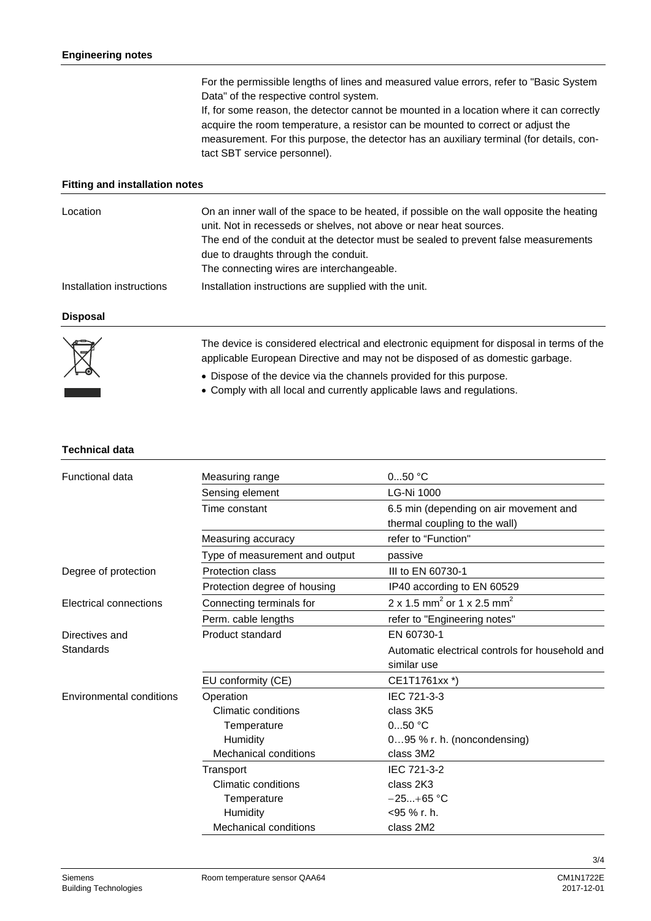## Engineering notes

For the permissible lengths of lines and measured value errors, refer to "Basic System Data" of the respective control system.
If, for some reason, the detector cannot be mounted in a location where it can correctly acquire the room temperature, a resistor can be mounted to correct or adjust the measurement. For this purpose, the detector has an auxiliary terminal (for details, contact SBT service personnel).

## Fitting and installation notes

**Location**

On an inner wall of the space to be heated, if possible on the wall opposite the heating unit. Not in recesseds or shelves, not above or near heat sources.
The end of the conduit at the detector must be sealed to prevent false measurements due to draughts through the conduit.
The connecting wires are interchangeable.

**Installation instructions**

Installation instructions are supplied with the unit.

## Disposal

The device is considered electrical and electronic equipment for disposal in terms of the applicable European Directive and may not be disposed of as domestic garbage.

- Dispose of the device via the channels provided for this purpose.
- Comply with all local and currently applicable laws and regulations.

## Technical data

| | | |
|---|---|---|
| Functional data | Measuring range | 0...50 °C |
| | Sensing element | LG-Ni 1000 |
| | Time constant | 6.5 min (depending on air movement and thermal coupling to the wall) |
| | Measuring accuracy | refer to "Function" |
| | Type of measurement and output | passive |
| Degree of protection | Protection class | III to EN 60730-1 |
| | Protection degree of housing | IP40 according to EN 60529 |
| Electrical connections | Connecting terminals for | 2 x 1.5 mm$^2$ or 1 x 2.5 mm$^2$ |
| | Perm. cable lengths | refer to "Engineering notes" |
| Directives and Standards | Product standard | EN 60730-1<br>Automatic electrical controls for household and similar use |
| | EU conformity (CE) | CE1T1761xx *) |
| Environmental conditions | Operation | IEC 721-3-3 |
| | Climatic conditions | class 3K5 |
| | Temperature | 0...50 °C |
| | Humidity | 0…95 % r. h. (noncondensing) |
| | Mechanical conditions | class 3M2 |
| | Transport | IEC 721-3-2 |
| | Climatic conditions | class 2K3 |
| | Temperature | −25...+65 °C |
| | Humidity | <95 % r. h. |
| | Mechanical conditions | class 2M2 |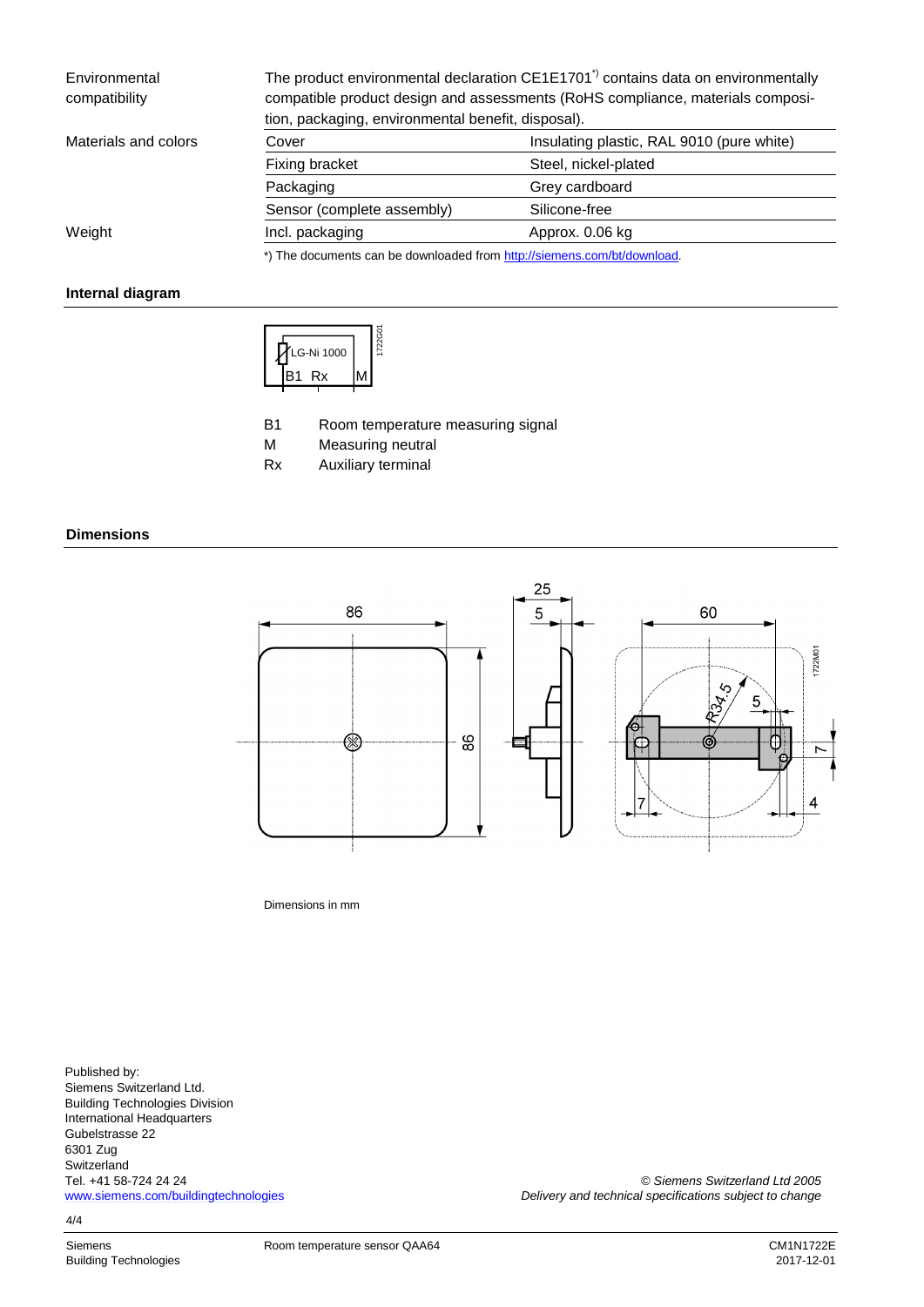| | | |
|---|---|---|
| Environmental compatibility | The product environmental declaration CE1E1701*) contains data on environmentally compatible product design and assessments (RoHS compliance, materials composition, packaging, environmental benefit, disposal). | |
| Materials and colors | Cover | Insulating plastic, RAL 9010 (pure white) |
| | Fixing bracket | Steel, nickel-plated |
| | Packaging | Grey cardboard |
| | Sensor (complete assembly) | Silicone-free |
| Weight | Incl. packaging | Approx. 0.06 kg |

*) The documents can be downloaded from http://siemens.com/bt/download.

## Internal diagram

LG-Ni 1000

B1 Rx M

1722G01

| | |
|---|---|
| B1 | Room temperature measuring signal |
| M | Measuring neutral |
| Rx | Auxiliary terminal |

## Dimensions

86

86

25

5

60

R34.5

5

7

7

4

1722M01

Dimensions in mm

Published by:
Siemens Switzerland Ltd.
Building Technologies Division
International Headquarters
Gubelstrasse 22
6301 Zug
Switzerland
Tel. +41 58-724 24 24
www.siemens.com/buildingtechnologies

*© Siemens Switzerland Ltd 2005*
*Delivery and technical specifications subject to change*